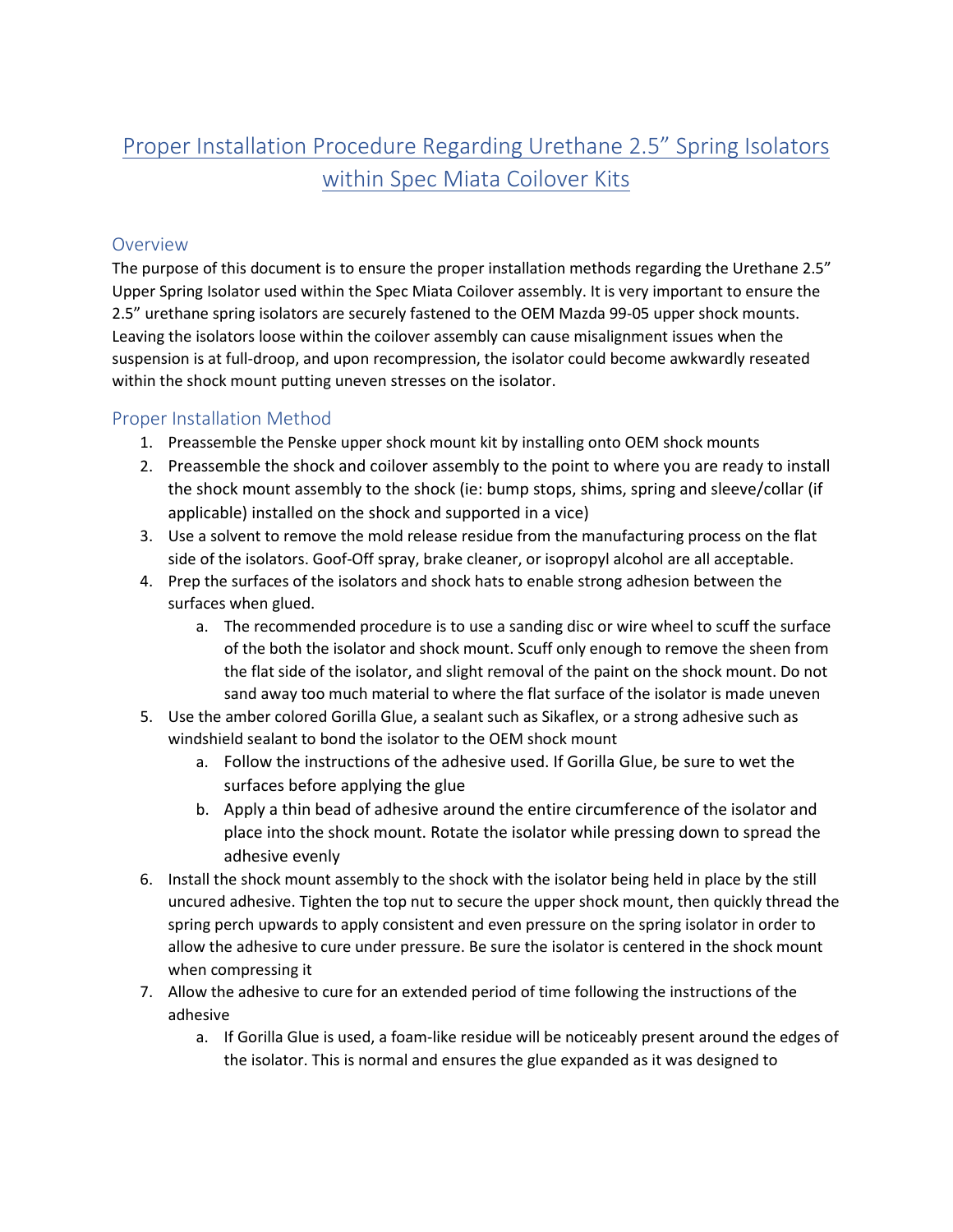# Proper Installation Procedure Regarding Urethane 2.5" Spring Isolators within Spec Miata Coilover Kits

## Overview

The purpose of this document is to ensure the proper installation methods regarding the Urethane 2.5" Upper Spring Isolator used within the Spec Miata Coilover assembly. It is very important to ensure the 2.5" urethane spring isolators are securely fastened to the OEM Mazda 99-05 upper shock mounts. Leaving the isolators loose within the coilover assembly can cause misalignment issues when the suspension is at full-droop, and upon recompression, the isolator could become awkwardly reseated within the shock mount putting uneven stresses on the isolator.

## Proper Installation Method

1. Preassemble the Penske upper shock mount kit by installing onto OEM shock mounts
2. Preassemble the shock and coilover assembly to the point to where you are ready to install the shock mount assembly to the shock (ie: bump stops, shims, spring and sleeve/collar (if applicable) installed on the shock and supported in a vice)
3. Use a solvent to remove the mold release residue from the manufacturing process on the flat side of the isolators. Goof-Off spray, brake cleaner, or isopropyl alcohol are all acceptable.
4. Prep the surfaces of the isolators and shock hats to enable strong adhesion between the surfaces when glued.
    a. The recommended procedure is to use a sanding disc or wire wheel to scuff the surface of the both the isolator and shock mount. Scuff only enough to remove the sheen from the flat side of the isolator, and slight removal of the paint on the shock mount. Do not sand away too much material to where the flat surface of the isolator is made uneven
5. Use the amber colored Gorilla Glue, a sealant such as Sikaflex, or a strong adhesive such as windshield sealant to bond the isolator to the OEM shock mount
    a. Follow the instructions of the adhesive used. If Gorilla Glue, be sure to wet the surfaces before applying the glue
    b. Apply a thin bead of adhesive around the entire circumference of the isolator and place into the shock mount. Rotate the isolator while pressing down to spread the adhesive evenly
6. Install the shock mount assembly to the shock with the isolator being held in place by the still uncured adhesive. Tighten the top nut to secure the upper shock mount, then quickly thread the spring perch upwards to apply consistent and even pressure on the spring isolator in order to allow the adhesive to cure under pressure. Be sure the isolator is centered in the shock mount when compressing it
7. Allow the adhesive to cure for an extended period of time following the instructions of the adhesive
    a. If Gorilla Glue is used, a foam-like residue will be noticeably present around the edges of the isolator. This is normal and ensures the glue expanded as it was designed to